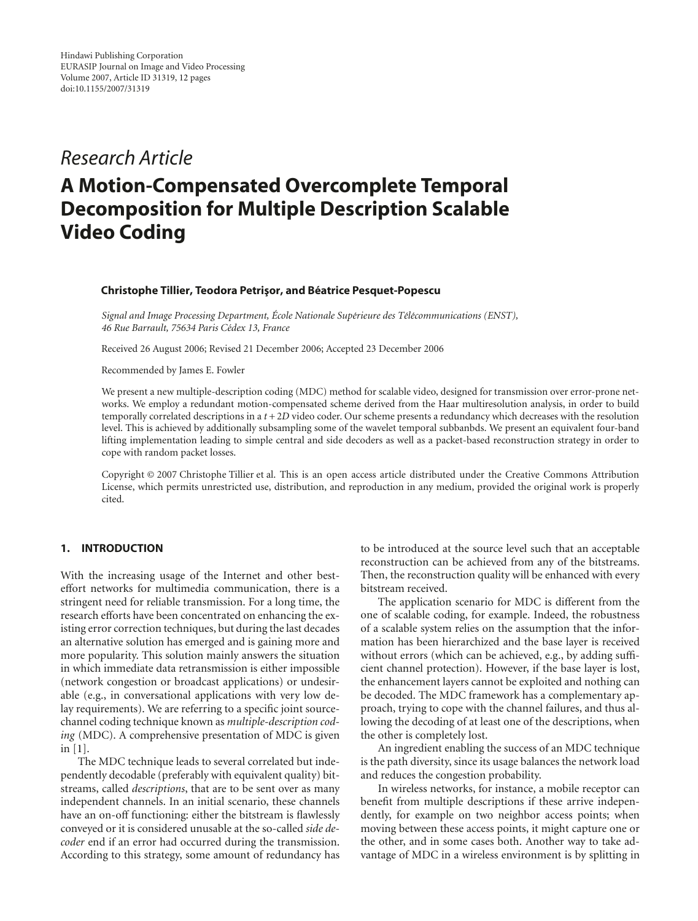Hindawi Publishing Corporation
EURASIP Journal on Image and Video Processing
Volume 2007, Article ID 31319, 12 pages
doi:10.1155/2007/31319

*Research Article*

# A Motion-Compensated Overcomplete Temporal Decomposition for Multiple Description Scalable Video Coding

**Christophe Tillier, Teodora Petrişor, and Béatrice Pesquet-Popescu**

*Signal and Image Processing Department, École Nationale Supérieure des Télécommunications (ENST), 46 Rue Barrault, 75634 Paris Cédex 13, France*

Received 26 August 2006; Revised 21 December 2006; Accepted 23 December 2006

Recommended by James E. Fowler

We present a new multiple-description coding (MDC) method for scalable video, designed for transmission over error-prone networks. We employ a redundant motion-compensated scheme derived from the Haar multiresolution analysis, in order to build temporally correlated descriptions in a $t+2D$ video coder. Our scheme presents a redundancy which decreases with the resolution level. This is achieved by additionally subsampling some of the wavelet temporal subbanbds. We present an equivalent four-band lifting implementation leading to simple central and side decoders as well as a packet-based reconstruction strategy in order to cope with random packet losses.

Copyright © 2007 Christophe Tillier et al. This is an open access article distributed under the Creative Commons Attribution License, which permits unrestricted use, distribution, and reproduction in any medium, provided the original work is properly cited.

## 1. INTRODUCTION

With the increasing usage of the Internet and other best-effort networks for multimedia communication, there is a stringent need for reliable transmission. For a long time, the research efforts have been concentrated on enhancing the existing error correction techniques, but during the last decades an alternative solution has emerged and is gaining more and more popularity. This solution mainly answers the situation in which immediate data retransmission is either impossible (network congestion or broadcast applications) or undesirable (e.g., in conversational applications with very low delay requirements). We are referring to a specific joint source-channel coding technique known as *multiple-description coding* (MDC). A comprehensive presentation of MDC is given in [1].

The MDC technique leads to several correlated but independently decodable (preferably with equivalent quality) bitstreams, called *descriptions*, that are to be sent over as many independent channels. In an initial scenario, these channels have an on-off functioning: either the bitstream is flawlessly conveyed or it is considered unusable at the so-called *side decoder* end if an error had occurred during the transmission. According to this strategy, some amount of redundancy has to be introduced at the source level such that an acceptable reconstruction can be achieved from any of the bitstreams. Then, the reconstruction quality will be enhanced with every bitstream received.

The application scenario for MDC is different from the one of scalable coding, for example. Indeed, the robustness of a scalable system relies on the assumption that the information has been hierarchized and the base layer is received without errors (which can be achieved, e.g., by adding sufficient channel protection). However, if the base layer is lost, the enhancement layers cannot be exploited and nothing can be decoded. The MDC framework has a complementary approach, trying to cope with the channel failures, and thus allowing the decoding of at least one of the descriptions, when the other is completely lost.

An ingredient enabling the success of an MDC technique is the path diversity, since its usage balances the network load and reduces the congestion probability.

In wireless networks, for instance, a mobile receptor can benefit from multiple descriptions if these arrive independently, for example on two neighbor access points; when moving between these access points, it might capture one or the other, and in some cases both. Another way to take advantage of MDC in a wireless environment is by splitting in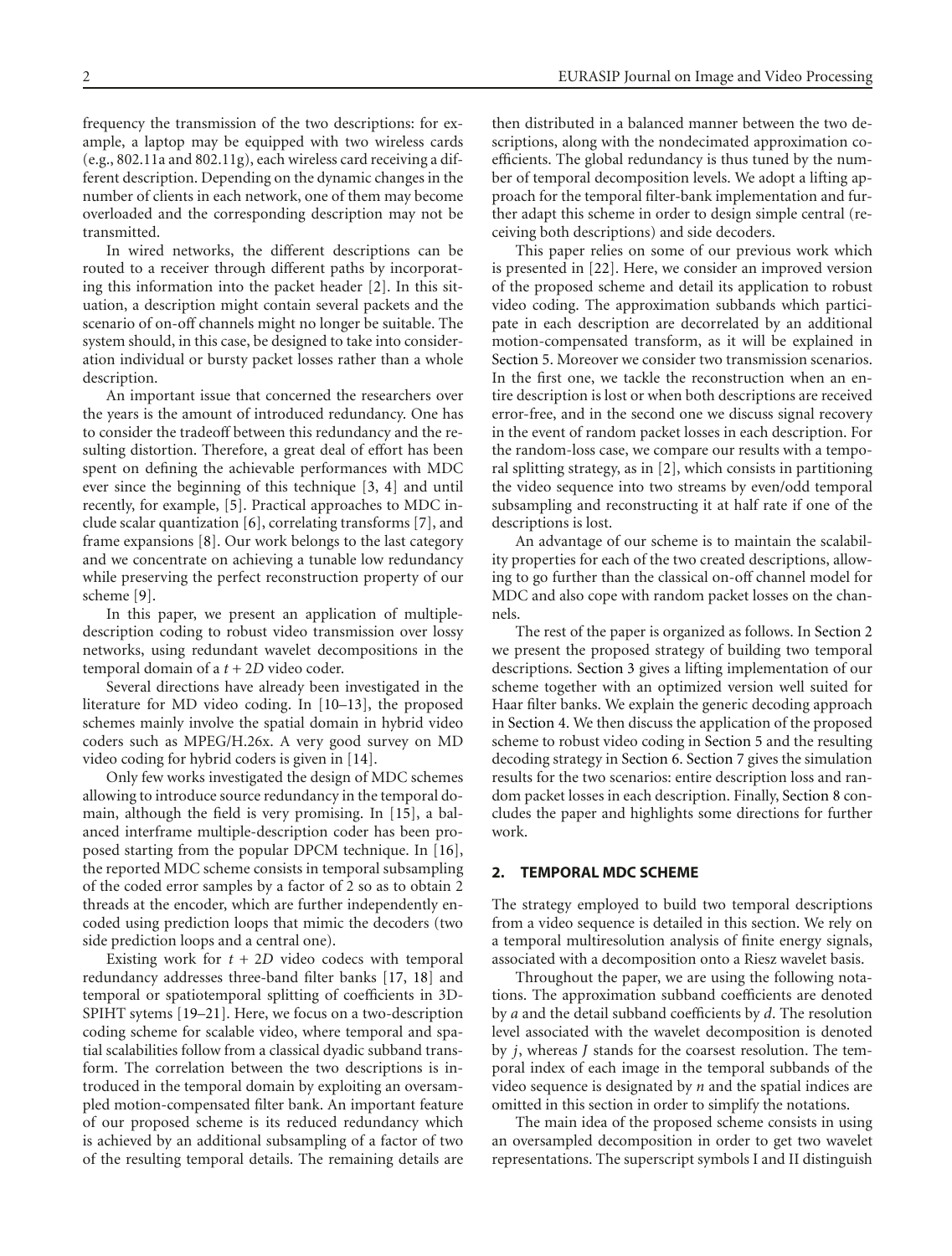frequency the transmission of the two descriptions: for example, a laptop may be equipped with two wireless cards (e.g., 802.11a and 802.11g), each wireless card receiving a different description. Depending on the dynamic changes in the number of clients in each network, one of them may become overloaded and the corresponding description may not be transmitted.

In wired networks, the different descriptions can be routed to a receiver through different paths by incorporating this information into the packet header [2]. In this situation, a description might contain several packets and the scenario of on-off channels might no longer be suitable. The system should, in this case, be designed to take into consideration individual or bursty packet losses rather than a whole description.

An important issue that concerned the researchers over the years is the amount of introduced redundancy. One has to consider the tradeoff between this redundancy and the resulting distortion. Therefore, a great deal of effort has been spent on defining the achievable performances with MDC ever since the beginning of this technique [3, 4] and until recently, for example, [5]. Practical approaches to MDC include scalar quantization [6], correlating transforms [7], and frame expansions [8]. Our work belongs to the last category and we concentrate on achieving a tunable low redundancy while preserving the perfect reconstruction property of our scheme [9].

In this paper, we present an application of multiple-description coding to robust video transmission over lossy networks, using redundant wavelet decompositions in the temporal domain of a $t + 2D$ video coder.

Several directions have already been investigated in the literature for MD video coding. In [10–13], the proposed schemes mainly involve the spatial domain in hybrid video coders such as MPEG/H.26x. A very good survey on MD video coding for hybrid coders is given in [14].

Only few works investigated the design of MDC schemes allowing to introduce source redundancy in the temporal domain, although the field is very promising. In [15], a balanced interframe multiple-description coder has been proposed starting from the popular DPCM technique. In [16], the reported MDC scheme consists in temporal subsampling of the coded error samples by a factor of 2 so as to obtain 2 threads at the encoder, which are further independently encoded using prediction loops that mimic the decoders (two side prediction loops and a central one).

Existing work for $t + 2D$ video codecs with temporal redundancy addresses three-band filter banks [17, 18] and temporal or spatiotemporal splitting of coefficients in 3D-SPIHT sytems [19–21]. Here, we focus on a two-description coding scheme for scalable video, where temporal and spatial scalabilities follow from a classical dyadic subband transform. The correlation between the two descriptions is introduced in the temporal domain by exploiting an oversampled motion-compensated filter bank. An important feature of our proposed scheme is its reduced redundancy which is achieved by an additional subsampling of a factor of two of the resulting temporal details. The remaining details are then distributed in a balanced manner between the two descriptions, along with the nondecimated approximation coefficients. The global redundancy is thus tuned by the number of temporal decomposition levels. We adopt a lifting approach for the temporal filter-bank implementation and further adapt this scheme in order to design simple central (receiving both descriptions) and side decoders.

This paper relies on some of our previous work which is presented in [22]. Here, we consider an improved version of the proposed scheme and detail its application to robust video coding. The approximation subbands which participate in each description are decorrelated by an additional motion-compensated transform, as it will be explained in Section 5. Moreover we consider two transmission scenarios. In the first one, we tackle the reconstruction when an entire description is lost or when both descriptions are received error-free, and in the second one we discuss signal recovery in the event of random packet losses in each description. For the random-loss case, we compare our results with a temporal splitting strategy, as in [2], which consists in partitioning the video sequence into two streams by even/odd temporal subsampling and reconstructing it at half rate if one of the descriptions is lost.

An advantage of our scheme is to maintain the scalability properties for each of the two created descriptions, allowing to go further than the classical on-off channel model for MDC and also cope with random packet losses on the channels.

The rest of the paper is organized as follows. In Section 2 we present the proposed strategy of building two temporal descriptions. Section 3 gives a lifting implementation of our scheme together with an optimized version well suited for Haar filter banks. We explain the generic decoding approach in Section 4. We then discuss the application of the proposed scheme to robust video coding in Section 5 and the resulting decoding strategy in Section 6. Section 7 gives the simulation results for the two scenarios: entire description loss and random packet losses in each description. Finally, Section 8 concludes the paper and highlights some directions for further work.

## 2. TEMPORAL MDC SCHEME

The strategy employed to build two temporal descriptions from a video sequence is detailed in this section. We rely on a temporal multiresolution analysis of finite energy signals, associated with a decomposition onto a Riesz wavelet basis.

Throughout the paper, we are using the following notations. The approximation subband coefficients are denoted by $a$ and the detail subband coefficients by $d$. The resolution level associated with the wavelet decomposition is denoted by $j$, whereas $J$ stands for the coarsest resolution. The temporal index of each image in the temporal subbands of the video sequence is designated by $n$ and the spatial indices are omitted in this section in order to simplify the notations.

The main idea of the proposed scheme consists in using an oversampled decomposition in order to get two wavelet representations. The superscript symbols I and II distinguish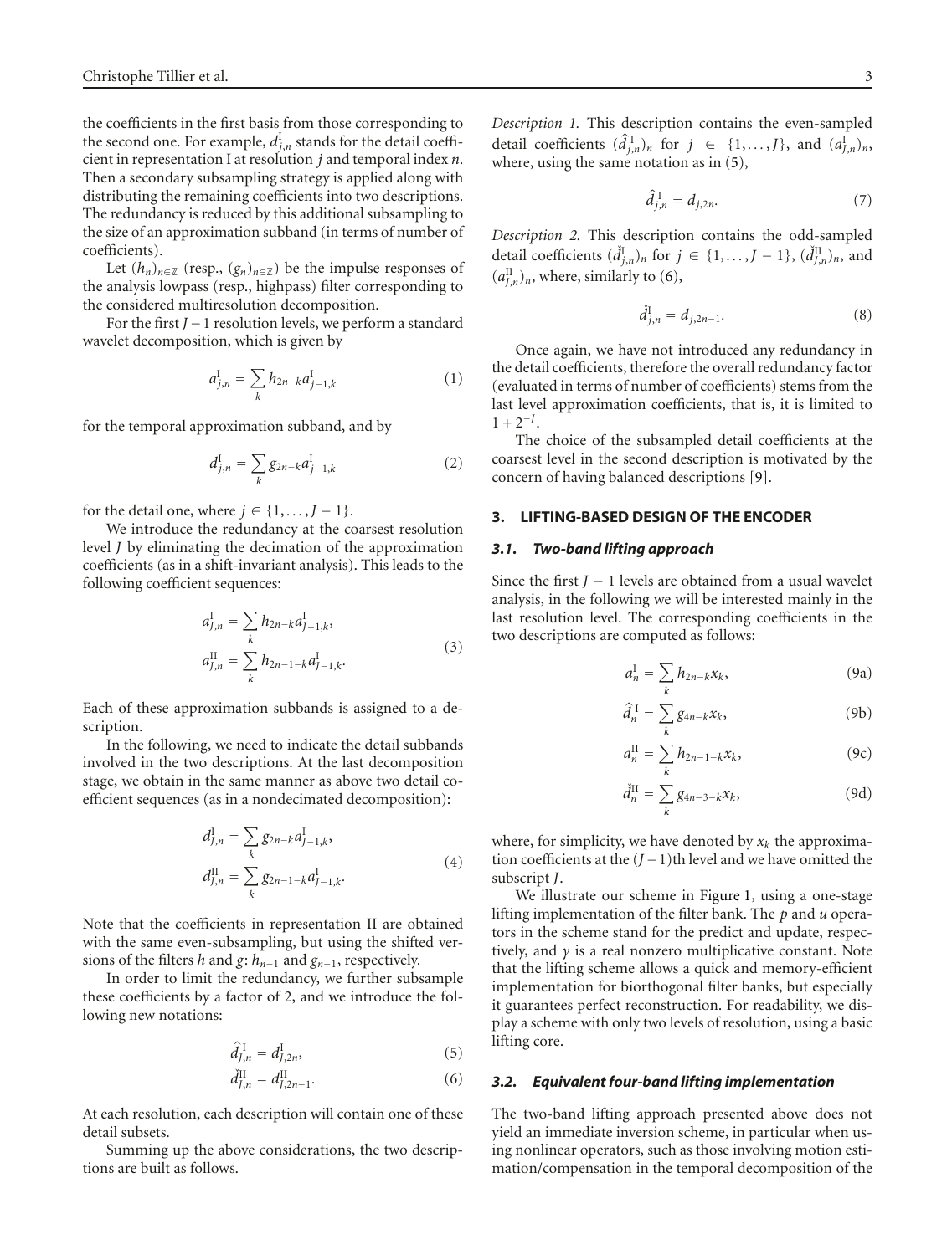the coefficients in the first basis from those corresponding to the second one. For example, $d^{\mathrm{I}}_{j,n}$ stands for the detail coefficient in representation I at resolution $j$ and temporal index $n$. Then a secondary subsampling strategy is applied along with distributing the remaining coefficients into two descriptions. The redundancy is reduced by this additional subsampling to the size of an approximation subband (in terms of number of coefficients).

Let $(h_n)_{n\in\mathbb{Z}}$ (resp., $(g_n)_{n\in\mathbb{Z}}$) be the impulse responses of the analysis lowpass (resp., highpass) filter corresponding to the considered multiresolution decomposition.

For the first $J-1$ resolution levels, we perform a standard wavelet decomposition, which is given by

$$a^{\mathrm{I}}_{j,n} = \sum_k h_{2n-k} a^{\mathrm{I}}_{j-1,k} \tag{1}$$

for the temporal approximation subband, and by

$$d^{\mathrm{I}}_{j,n} = \sum_k g_{2n-k} a^{\mathrm{I}}_{j-1,k} \tag{2}$$

for the detail one, where $j \in \{1,\dots,J-1\}$.

We introduce the redundancy at the coarsest resolution level $J$ by eliminating the decimation of the approximation coefficients (as in a shift-invariant analysis). This leads to the following coefficient sequences:

$$\begin{aligned} a^{\mathrm{I}}_{J,n} &= \sum_k h_{2n-k} a^{\mathrm{I}}_{J-1,k}, \\ a^{\mathrm{II}}_{J,n} &= \sum_k h_{2n-1-k} a^{\mathrm{I}}_{J-1,k}. \end{aligned} \tag{3}$$

Each of these approximation subbands is assigned to a description.

In the following, we need to indicate the detail subbands involved in the two descriptions. At the last decomposition stage, we obtain in the same manner as above two detail coefficient sequences (as in a nondecimated decomposition):

$$\begin{aligned} d^{\mathrm{I}}_{J,n} &= \sum_k g_{2n-k} a^{\mathrm{I}}_{J-1,k}, \\ d^{\mathrm{II}}_{J,n} &= \sum_k g_{2n-1-k} a^{\mathrm{I}}_{J-1,k}. \end{aligned} \tag{4}$$

Note that the coefficients in representation II are obtained with the same even-subsampling, but using the shifted versions of the filters $h$ and $g$: $h_{n-1}$ and $g_{n-1}$, respectively.

In order to limit the redundancy, we further subsample these coefficients by a factor of 2, and we introduce the following new notations:

$$\hat{d}^{\,\mathrm{I}}_{J,n} = d^{\mathrm{I}}_{J,2n}, \tag{5}$$

$$\check{d}^{\mathrm{II}}_{J,n} = d^{\mathrm{II}}_{J,2n-1}. \tag{6}$$

At each resolution, each description will contain one of these detail subsets.

Summing up the above considerations, the two descriptions are built as follows.

*Description 1.* This description contains the even-sampled detail coefficients $(\hat{d}^{\,\mathrm{I}}_{j,n})_n$ for $j \in \{1,\dots,J\}$, and $(a^{\mathrm{I}}_{J,n})_n$, where, using the same notation as in (5),

$$\hat{d}^{\,\mathrm{I}}_{j,n} = d_{j,2n}. \tag{7}$$

*Description 2.* This description contains the odd-sampled detail coefficients $(\check{d}^{\mathrm{I}}_{j,n})_n$ for $j \in \{1,\dots,J-1\}$, $(\check{d}^{\mathrm{II}}_{J,n})_n$, and $(a^{\mathrm{II}}_{J,n})_n$, where, similarly to (6),

$$\check{d}^{\mathrm{I}}_{j,n} = d_{j,2n-1}. \tag{8}$$

Once again, we have not introduced any redundancy in the detail coefficients, therefore the overall redundancy factor (evaluated in terms of number of coefficients) stems from the last level approximation coefficients, that is, it is limited to $1+2^{-J}$.

The choice of the subsampled detail coefficients at the coarsest level in the second description is motivated by the concern of having balanced descriptions [9].

## 3. LIFTING-BASED DESIGN OF THE ENCODER

### 3.1. Two-band lifting approach

Since the first $J-1$ levels are obtained from a usual wavelet analysis, in the following we will be interested mainly in the last resolution level. The corresponding coefficients in the two descriptions are computed as follows:

$$a^{\mathrm{I}}_n = \sum_k h_{2n-k} x_k, \tag{9a}$$

$$\hat{d}^{\,\mathrm{I}}_n = \sum_k g_{4n-k} x_k, \tag{9b}$$

$$a^{\mathrm{II}}_n = \sum_k h_{2n-1-k} x_k, \tag{9c}$$

$$\check{d}^{\mathrm{II}}_n = \sum_k g_{4n-3-k} x_k, \tag{9d}$$

where, for simplicity, we have denoted by $x_k$ the approximation coefficients at the $(J-1)$th level and we have omitted the subscript $J$.

We illustrate our scheme in Figure 1, using a one-stage lifting implementation of the filter bank. The $p$ and $u$ operators in the scheme stand for the predict and update, respectively, and $\gamma$ is a real nonzero multiplicative constant. Note that the lifting scheme allows a quick and memory-efficient implementation for biorthogonal filter banks, but especially it guarantees perfect reconstruction. For readability, we display a scheme with only two levels of resolution, using a basic lifting core.

### 3.2. Equivalent four-band lifting implementation

The two-band lifting approach presented above does not yield an immediate inversion scheme, in particular when using nonlinear operators, such as those involving motion estimation/compensation in the temporal decomposition of the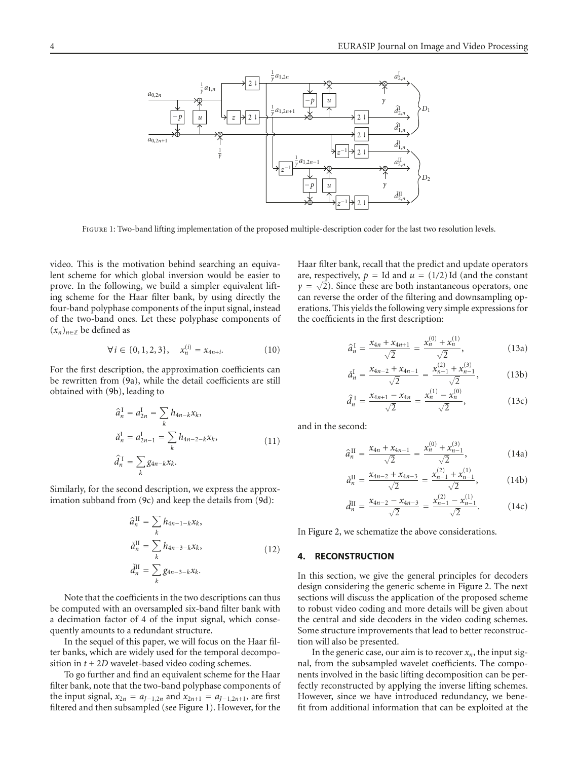Figure 1: Two-band lifting implementation of the proposed multiple-description coder for the last two resolution levels.

video. This is the motivation behind searching an equivalent scheme for which global inversion would be easier to prove. In the following, we build a simpler equivalent lifting scheme for the Haar filter bank, by using directly the four-band polyphase components of the input signal, instead of the two-band ones. Let these polyphase components of $(x_n)_{n\in\mathbb{Z}}$ be defined as

$$\forall i \in \{0,1,2,3\}, \quad x_n^{(i)} = x_{4n+i}. \tag{10}$$

For the first description, the approximation coefficients can be rewritten from (9a), while the detail coefficients are still obtained with (9b), leading to

$$\begin{aligned}
\hat{a}_n^{\mathrm{I}} &= a_{2n}^{\mathrm{I}} = \sum_k h_{4n-k} x_k, \\
\check{a}_n^{\mathrm{I}} &= a_{2n-1}^{\mathrm{I}} = \sum_k h_{4n-2-k} x_k, \\
\hat{d}_n^{\,\mathrm{I}} &= \sum_k g_{4n-k} x_k.
\end{aligned} \tag{11}$$

Similarly, for the second description, we express the approximation subband from (9c) and keep the details from (9d):

$$\begin{aligned}
\hat{a}_n^{\mathrm{II}} &= \sum_k h_{4n-1-k} x_k, \\
\check{a}_n^{\mathrm{II}} &= \sum_k h_{4n-3-k} x_k, \\
\check{d}_n^{\mathrm{II}} &= \sum_k g_{4n-3-k} x_k.
\end{aligned} \tag{12}$$

Note that the coefficients in the two descriptions can thus be computed with an oversampled six-band filter bank with a decimation factor of 4 of the input signal, which consequently amounts to a redundant structure.

In the sequel of this paper, we will focus on the Haar filter banks, which are widely used for the temporal decomposition in $t + 2D$ wavelet-based video coding schemes.

To go further and find an equivalent scheme for the Haar filter bank, note that the two-band polyphase components of the input signal, $x_{2n} = a_{J-1,2n}$ and $x_{2n+1} = a_{J-1,2n+1}$, are first filtered and then subsampled (see Figure 1). However, for the Haar filter bank, recall that the predict and update operators are, respectively, $p = \mathrm{Id}$ and $u = (1/2)\,\mathrm{Id}$ (and the constant $\gamma = \sqrt{2}$). Since these are both instantaneous operators, one can reverse the order of the filtering and downsampling operations. This yields the following very simple expressions for the coefficients in the first description:

$$\hat{a}_n^{\mathrm{I}} = \frac{x_{4n} + x_{4n+1}}{\sqrt{2}} = \frac{x_n^{(0)} + x_n^{(1)}}{\sqrt{2}}, \tag{13a}$$

$$\check{a}_n^{\mathrm{I}} = \frac{x_{4n-2} + x_{4n-1}}{\sqrt{2}} = \frac{x_{n-1}^{(2)} + x_{n-1}^{(3)}}{\sqrt{2}}, \tag{13b}$$

$$\hat{d}_n^{\,\mathrm{I}} = \frac{x_{4n+1} - x_{4n}}{\sqrt{2}} = \frac{x_n^{(1)} - x_n^{(0)}}{\sqrt{2}}, \tag{13c}$$

and in the second:

$$\hat{a}_n^{\mathrm{II}} = \frac{x_{4n} + x_{4n-1}}{\sqrt{2}} = \frac{x_n^{(0)} + x_{n-1}^{(3)}}{\sqrt{2}}, \tag{14a}$$

$$\check{a}_n^{\mathrm{II}} = \frac{x_{4n-2} + x_{4n-3}}{\sqrt{2}} = \frac{x_{n-1}^{(2)} + x_{n-1}^{(1)}}{\sqrt{2}}, \tag{14b}$$

$$\check{d}_n^{\mathrm{II}} = \frac{x_{4n-2} - x_{4n-3}}{\sqrt{2}} = \frac{x_{n-1}^{(2)} - x_{n-1}^{(1)}}{\sqrt{2}}. \tag{14c}$$

In Figure 2, we schematize the above considerations.

## 4. RECONSTRUCTION

In this section, we give the general principles for decoders design considering the generic scheme in Figure 2. The next sections will discuss the application of the proposed scheme to robust video coding and more details will be given about the central and side decoders in the video coding schemes. Some structure improvements that lead to better reconstruction will also be presented.

In the generic case, our aim is to recover $x_n$, the input signal, from the subsampled wavelet coefficients. The components involved in the basic lifting decomposition can be perfectly reconstructed by applying the inverse lifting schemes. However, since we have introduced redundancy, we benefit from additional information that can be exploited at the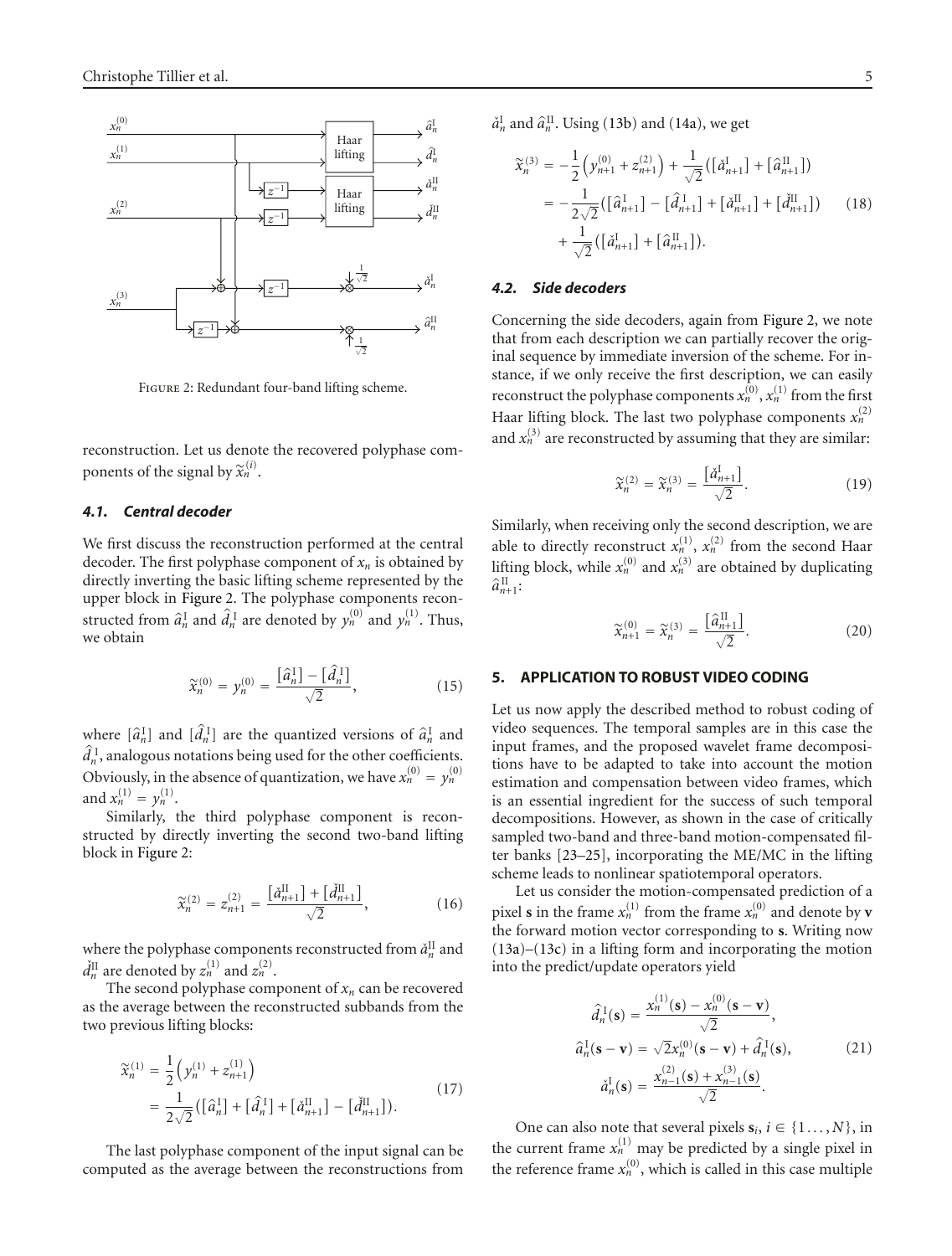Figure 2: Redundant four-band lifting scheme.

reconstruction. Let us denote the recovered polyphase components of the signal by $\widetilde{x}_n^{(i)}$.

### 4.1. Central decoder

We first discuss the reconstruction performed at the central decoder. The first polyphase component of $x_n$ is obtained by directly inverting the basic lifting scheme represented by the upper block in Figure 2. The polyphase components reconstructed from $\hat{a}_n^{\mathrm{I}}$ and $\hat{d}_n^{\mathrm{I}}$ are denoted by $y_n^{(0)}$ and $y_n^{(1)}$. Thus, we obtain

$$\widetilde{x}_n^{(0)} = y_n^{(0)} = \frac{[\hat{a}_n^{\mathrm{I}}] - [\hat{d}_n^{\mathrm{I}}]}{\sqrt{2}}, \tag{15}$$

where $[\hat{a}_n^{\mathrm{I}}]$ and $[\hat{d}_n^{\mathrm{I}}]$ are the quantized versions of $\hat{a}_n^{\mathrm{I}}$ and $\hat{d}_n^{\mathrm{I}}$, analogous notations being used for the other coefficients. Obviously, in the absence of quantization, we have $x_n^{(0)} = y_n^{(0)}$ and $x_n^{(1)} = y_n^{(1)}$.

Similarly, the third polyphase component is reconstructed by directly inverting the second two-band lifting block in Figure 2:

$$\widetilde{x}_n^{(2)} = z_{n+1}^{(2)} = \frac{[\check{a}_{n+1}^{\mathrm{II}}] + [\check{d}_{n+1}^{\mathrm{II}}]}{\sqrt{2}}, \tag{16}$$

where the polyphase components reconstructed from $\check{a}_n^{\mathrm{II}}$ and $\check{d}_n^{\mathrm{II}}$ are denoted by $z_n^{(1)}$ and $z_n^{(2)}$.

The second polyphase component of $x_n$ can be recovered as the average between the reconstructed subbands from the two previous lifting blocks:

$$\begin{aligned}\widetilde{x}_n^{(1)} &= \frac{1}{2}\left(y_n^{(1)} + z_{n+1}^{(1)}\right)\\ &= \frac{1}{2\sqrt{2}}\left([\hat{a}_n^{\mathrm{I}}] + [\hat{d}_n^{\mathrm{I}}] + [\check{a}_{n+1}^{\mathrm{II}}] - [\check{d}_{n+1}^{\mathrm{II}}]\right).\end{aligned} \tag{17}$$

The last polyphase component of the input signal can be computed as the average between the reconstructions from $\check{a}_n^{\mathrm{I}}$ and $\hat{a}_n^{\mathrm{II}}$. Using (13b) and (14a), we get

$$\begin{aligned}\widetilde{x}_n^{(3)} &= -\frac{1}{2}\left(y_{n+1}^{(0)} + z_{n+1}^{(2)}\right) + \frac{1}{\sqrt{2}}\left([\check{a}_{n+1}^{\mathrm{I}}] + [\hat{a}_{n+1}^{\mathrm{II}}]\right)\\ &= -\frac{1}{2\sqrt{2}}\left([\hat{a}_{n+1}^{\mathrm{I}}] - [\hat{d}_{n+1}^{\mathrm{I}}] + [\check{a}_{n+1}^{\mathrm{II}}] + [\check{d}_{n+1}^{\mathrm{II}}]\right)\\ &\quad + \frac{1}{\sqrt{2}}\left([\check{a}_{n+1}^{\mathrm{I}}] + [\hat{a}_{n+1}^{\mathrm{II}}]\right).\end{aligned} \tag{18}$$

### 4.2. Side decoders

Concerning the side decoders, again from Figure 2, we note that from each description we can partially recover the original sequence by immediate inversion of the scheme. For instance, if we only receive the first description, we can easily reconstruct the polyphase components $x_n^{(0)}$, $x_n^{(1)}$ from the first Haar lifting block. The last two polyphase components $x_n^{(2)}$ and $x_n^{(3)}$ are reconstructed by assuming that they are similar:

$$\widetilde{x}_n^{(2)} = \widetilde{x}_n^{(3)} = \frac{[\check{a}_{n+1}^{\mathrm{I}}]}{\sqrt{2}}. \tag{19}$$

Similarly, when receiving only the second description, we are able to directly reconstruct $x_n^{(1)}$, $x_n^{(2)}$ from the second Haar lifting block, while $x_n^{(0)}$ and $x_n^{(3)}$ are obtained by duplicating $\hat{a}_{n+1}^{\mathrm{II}}$:

$$\widetilde{x}_{n+1}^{(0)} = \widetilde{x}_n^{(3)} = \frac{[\hat{a}_{n+1}^{\mathrm{II}}]}{\sqrt{2}}. \tag{20}$$

## 5. APPLICATION TO ROBUST VIDEO CODING

Let us now apply the described method to robust coding of video sequences. The temporal samples are in this case the input frames, and the proposed wavelet frame decompositions have to be adapted to take into account the motion estimation and compensation between video frames, which is an essential ingredient for the success of such temporal decompositions. However, as shown in the case of critically sampled two-band and three-band motion-compensated filter banks [23–25], incorporating the ME/MC in the lifting scheme leads to nonlinear spatiotemporal operators.

Let us consider the motion-compensated prediction of a pixel $\mathbf{s}$ in the frame $x_n^{(1)}$ from the frame $x_n^{(0)}$ and denote by $\mathbf{v}$ the forward motion vector corresponding to $\mathbf{s}$. Writing now (13a)–(13c) in a lifting form and incorporating the motion into the predict/update operators yield

$$\begin{aligned}\hat{d}_n^{\mathrm{I}}(\mathbf{s}) &= \frac{x_n^{(1)}(\mathbf{s}) - x_n^{(0)}(\mathbf{s}-\mathbf{v})}{\sqrt{2}},\\ \hat{a}_n^{\mathrm{I}}(\mathbf{s}-\mathbf{v}) &= \sqrt{2}x_n^{(0)}(\mathbf{s}-\mathbf{v}) + \hat{d}_n^{\mathrm{I}}(\mathbf{s}),\\ \check{a}_n^{\mathrm{I}}(\mathbf{s}) &= \frac{x_{n-1}^{(2)}(\mathbf{s}) + x_{n-1}^{(3)}(\mathbf{s})}{\sqrt{2}}.\end{aligned} \tag{21}$$

One can also note that several pixels $\mathbf{s}_i$, $i \in \{1\dots,N\}$, in the current frame $x_n^{(1)}$ may be predicted by a single pixel in the reference frame $x_n^{(0)}$, which is called in this case multiple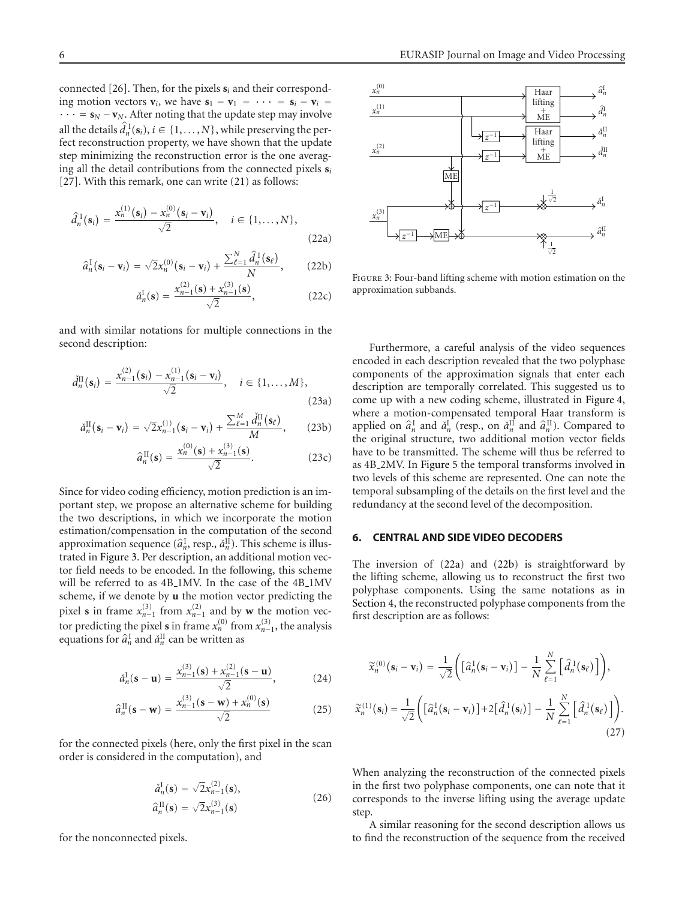connected [26]. Then, for the pixels $\mathbf{s}_i$ and their corresponding motion vectors $\mathbf{v}_i$, we have $\mathbf{s}_1 - \mathbf{v}_1 = \cdots = \mathbf{s}_i - \mathbf{v}_i = \cdots = \mathbf{s}_N - \mathbf{v}_N$. After noting that the update step may involve all the details $\hat{d}_n^{\mathrm{I}}(\mathbf{s}_i), i \in \{1,\ldots,N\}$, while preserving the perfect reconstruction property, we have shown that the update step minimizing the reconstruction error is the one averaging all the detail contributions from the connected pixels $\mathbf{s}_i$ [27]. With this remark, one can write (21) as follows:

$$\hat{d}_n^{\mathrm{I}}(\mathbf{s}_i) = \frac{x_n^{(1)}(\mathbf{s}_i) - x_n^{(0)}(\mathbf{s}_i - \mathbf{v}_i)}{\sqrt{2}}, \quad i \in \{1,\ldots,N\}, \tag{22a}$$

$$\hat{a}_n^{\mathrm{I}}(\mathbf{s}_i - \mathbf{v}_i) = \sqrt{2}x_n^{(0)}(\mathbf{s}_i - \mathbf{v}_i) + \frac{\sum_{\ell=1}^{N} \hat{d}_n^{\mathrm{I}}(\mathbf{s}_\ell)}{N}, \tag{22b}$$

$$\check{a}_n^{\mathrm{I}}(\mathbf{s}) = \frac{x_{n-1}^{(2)}(\mathbf{s}) + x_{n-1}^{(3)}(\mathbf{s})}{\sqrt{2}}, \tag{22c}$$

and with similar notations for multiple connections in the second description:

$$\check{d}_n^{\mathrm{II}}(\mathbf{s}_i) = \frac{x_{n-1}^{(2)}(\mathbf{s}_i) - x_{n-1}^{(1)}(\mathbf{s}_i - \mathbf{v}_i)}{\sqrt{2}}, \quad i \in \{1,\ldots,M\}, \tag{23a}$$

$$\check{a}_n^{\mathrm{II}}(\mathbf{s}_i - \mathbf{v}_i) = \sqrt{2}x_{n-1}^{(1)}(\mathbf{s}_i - \mathbf{v}_i) + \frac{\sum_{\ell=1}^{M} \check{d}_n^{\mathrm{II}}(\mathbf{s}_\ell)}{M}, \tag{23b}$$

$$\hat{a}_n^{\mathrm{II}}(\mathbf{s}) = \frac{x_n^{(0)}(\mathbf{s}) + x_{n-1}^{(3)}(\mathbf{s})}{\sqrt{2}}. \tag{23c}$$

Since for video coding efficiency, motion prediction is an important step, we propose an alternative scheme for building the two descriptions, in which we incorporate the motion estimation/compensation in the computation of the second approximation sequence ($\hat{a}_n^{\mathrm{I}}$, resp., $\check{a}_n^{\mathrm{II}}$). This scheme is illustrated in Figure 3. Per description, an additional motion vector field needs to be encoded. In the following, this scheme will be referred to as 4B_1MV. In the case of the 4B_1MV scheme, if we denote by $\mathbf{u}$ the motion vector predicting the pixel $\mathbf{s}$ in frame $x_{n-1}^{(3)}$ from $x_{n-1}^{(2)}$ and by $\mathbf{w}$ the motion vector predicting the pixel $\mathbf{s}$ in frame $x_n^{(0)}$ from $x_{n-1}^{(3)}$, the analysis equations for $\hat{a}_n^{\mathrm{I}}$ and $\check{a}_n^{\mathrm{II}}$ can be written as

$$\check{a}_n^{\mathrm{I}}(\mathbf{s} - \mathbf{u}) = \frac{x_{n-1}^{(3)}(\mathbf{s}) + x_{n-1}^{(2)}(\mathbf{s} - \mathbf{u})}{\sqrt{2}}, \tag{24}$$

$$\hat{a}_n^{\mathrm{II}}(\mathbf{s} - \mathbf{w}) = \frac{x_{n-1}^{(3)}(\mathbf{s} - \mathbf{w}) + x_n^{(0)}(\mathbf{s})}{\sqrt{2}} \tag{25}$$

for the connected pixels (here, only the first pixel in the scan order is considered in the computation), and

$$\begin{aligned} \check{a}_n^{\mathrm{I}}(\mathbf{s}) &= \sqrt{2}x_{n-1}^{(2)}(\mathbf{s}), \\ \hat{a}_n^{\mathrm{II}}(\mathbf{s}) &= \sqrt{2}x_{n-1}^{(3)}(\mathbf{s}) \end{aligned} \tag{26}$$

for the nonconnected pixels.

Figure 3: Four-band lifting scheme with motion estimation on the approximation subbands.

Furthermore, a careful analysis of the video sequences encoded in each description revealed that the two polyphase components of the approximation signals that enter each description are temporally correlated. This suggested us to come up with a new coding scheme, illustrated in Figure 4, where a motion-compensated temporal Haar transform is applied on $\hat{a}_n^{\mathrm{I}}$ and $\check{a}_n^{\mathrm{I}}$ (resp., on $\check{a}_n^{\mathrm{II}}$ and $\hat{a}_n^{\mathrm{II}}$). Compared to the original structure, two additional motion vector fields have to be transmitted. The scheme will thus be referred to as 4B_2MV. In Figure 5 the temporal transforms involved in two levels of this scheme are represented. One can note the temporal subsampling of the details on the first level and the redundancy at the second level of the decomposition.

## 6. CENTRAL AND SIDE VIDEO DECODERS

The inversion of (22a) and (22b) is straightforward by the lifting scheme, allowing us to reconstruct the first two polyphase components. Using the same notations as in Section 4, the reconstructed polyphase components from the first description are as follows:

$$\widetilde{x}_n^{(0)}(\mathbf{s}_i - \mathbf{v}_i) = \frac{1}{\sqrt{2}}\left(\left[\hat{a}_n^{\mathrm{I}}(\mathbf{s}_i - \mathbf{v}_i)\right] - \frac{1}{N}\sum_{\ell=1}^{N}\left[\hat{d}_n^{\mathrm{I}}(\mathbf{s}_\ell)\right]\right),$$

$$\widetilde{x}_n^{(1)}(\mathbf{s}_i) = \frac{1}{\sqrt{2}}\left(\left[\hat{a}_n^{\mathrm{I}}(\mathbf{s}_i - \mathbf{v}_i)\right] + 2\left[\hat{d}_n^{\mathrm{I}}(\mathbf{s}_i)\right] - \frac{1}{N}\sum_{\ell=1}^{N}\left[\hat{d}_n^{\mathrm{I}}(\mathbf{s}_\ell)\right]\right). \tag{27}$$

When analyzing the reconstruction of the connected pixels in the first two polyphase components, one can note that it corresponds to the inverse lifting using the average update step.

A similar reasoning for the second description allows us to find the reconstruction of the sequence from the received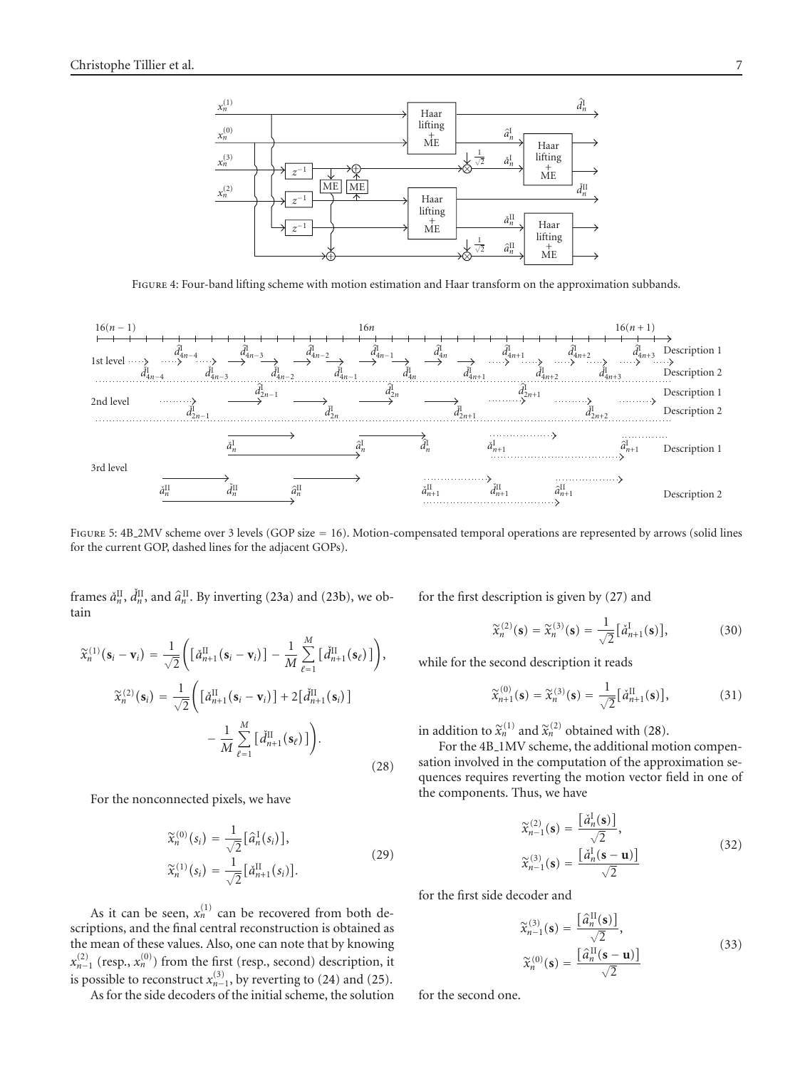Figure 4: Four-band lifting scheme with motion estimation and Haar transform on the approximation subbands.

Figure 5: 4B_2MV scheme over 3 levels (GOP size = 16). Motion-compensated temporal operations are represented by arrows (solid lines for the current GOP, dashed lines for the adjacent GOPs).

frames $\check{a}_n^{\mathrm{II}}$, $\check{d}_n^{\mathrm{II}}$, and $\hat{a}_n^{\mathrm{II}}$. By inverting (23a) and (23b), we obtain

$$
\begin{aligned}
\widetilde{x}_n^{(1)}(\mathbf{s}_i - \mathbf{v}_i) &= \frac{1}{\sqrt{2}}\left(\left[\check{a}_{n+1}^{\mathrm{II}}(\mathbf{s}_i - \mathbf{v}_i)\right] - \frac{1}{M}\sum_{\ell=1}^{M}\left[\check{d}_{n+1}^{\mathrm{II}}(\mathbf{s}_\ell)\right]\right),\\
\widetilde{x}_n^{(2)}(\mathbf{s}_i) &= \frac{1}{\sqrt{2}}\left(\left[\check{a}_{n+1}^{\mathrm{II}}(\mathbf{s}_i - \mathbf{v}_i)\right] + 2\left[\check{d}_{n+1}^{\mathrm{II}}(\mathbf{s}_i)\right] - \frac{1}{M}\sum_{\ell=1}^{M}\left[\check{d}_{n+1}^{\mathrm{II}}(\mathbf{s}_\ell)\right]\right).
\end{aligned}
\tag{28}
$$

For the nonconnected pixels, we have

$$
\begin{aligned}
\widetilde{x}_n^{(0)}(s_i) &= \frac{1}{\sqrt{2}}\left[\hat{a}_n^{\mathrm{I}}(s_i)\right],\\
\widetilde{x}_n^{(1)}(s_i) &= \frac{1}{\sqrt{2}}\left[\check{a}_{n+1}^{\mathrm{II}}(s_i)\right].
\end{aligned}
\tag{29}
$$

As it can be seen, $x_n^{(1)}$ can be recovered from both descriptions, and the final central reconstruction is obtained as the mean of these values. Also, one can note that by knowing $x_{n-1}^{(2)}$ (resp., $x_n^{(0)}$) from the first (resp., second) description, it is possible to reconstruct $x_{n-1}^{(3)}$, by reverting to (24) and (25).

As for the side decoders of the initial scheme, the solution for the first description is given by (27) and

$$
\widetilde{x}_n^{(2)}(\mathbf{s}) = \widetilde{x}_n^{(3)}(\mathbf{s}) = \frac{1}{\sqrt{2}}\left[\check{a}_{n+1}^{\mathrm{I}}(\mathbf{s})\right],
\tag{30}
$$

while for the second description it reads

$$
\widetilde{x}_{n+1}^{(0)}(\mathbf{s}) = \widetilde{x}_n^{(3)}(\mathbf{s}) = \frac{1}{\sqrt{2}}\left[\check{a}_{n+1}^{\mathrm{II}}(\mathbf{s})\right],
\tag{31}
$$

in addition to $\widetilde{x}_n^{(1)}$ and $\widetilde{x}_n^{(2)}$ obtained with (28).

For the 4B_1MV scheme, the additional motion compensation involved in the computation of the approximation sequences requires reverting the motion vector field in one of the components. Thus, we have

$$
\begin{aligned}
\widetilde{x}_{n-1}^{(2)}(\mathbf{s}) &= \frac{\left[\check{a}_n^{\mathrm{I}}(\mathbf{s})\right]}{\sqrt{2}},\\
\widetilde{x}_{n-1}^{(3)}(\mathbf{s}) &= \frac{\left[\check{a}_n^{\mathrm{I}}(\mathbf{s} - \mathbf{u})\right]}{\sqrt{2}}
\end{aligned}
\tag{32}
$$

for the first side decoder and

$$
\begin{aligned}
\widetilde{x}_{n-1}^{(3)}(\mathbf{s}) &= \frac{\left[\hat{a}_n^{\mathrm{II}}(\mathbf{s})\right]}{\sqrt{2}},\\
\widetilde{x}_n^{(0)}(\mathbf{s}) &= \frac{\left[\hat{a}_n^{\mathrm{II}}(\mathbf{s} - \mathbf{u})\right]}{\sqrt{2}}
\end{aligned}
\tag{33}
$$

for the second one.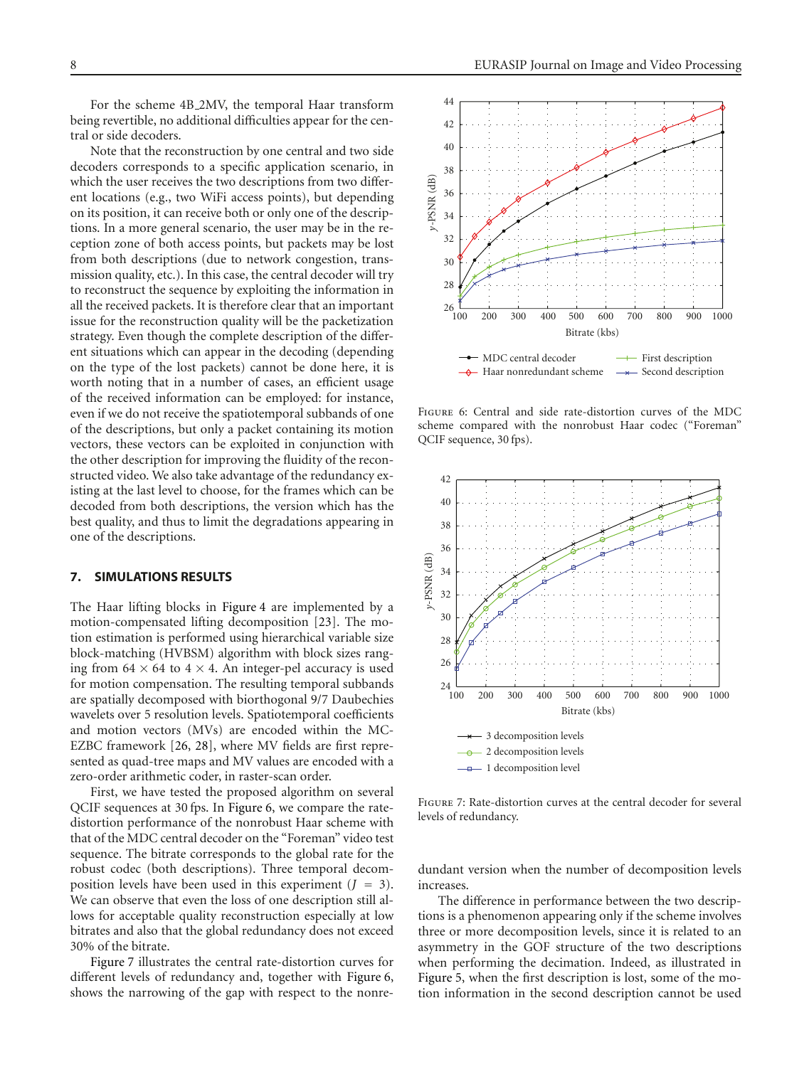For the scheme 4B_2MV, the temporal Haar transform being revertible, no additional difficulties appear for the central or side decoders.

Note that the reconstruction by one central and two side decoders corresponds to a specific application scenario, in which the user receives the two descriptions from two different locations (e.g., two WiFi access points), but depending on its position, it can receive both or only one of the descriptions. In a more general scenario, the user may be in the reception zone of both access points, but packets may be lost from both descriptions (due to network congestion, transmission quality, etc.). In this case, the central decoder will try to reconstruct the sequence by exploiting the information in all the received packets. It is therefore clear that an important issue for the reconstruction quality will be the packetization strategy. Even though the complete description of the different situations which can appear in the decoding (depending on the type of the lost packets) cannot be done here, it is worth noting that in a number of cases, an efficient usage of the received information can be employed: for instance, even if we do not receive the spatiotemporal subbands of one of the descriptions, but only a packet containing its motion vectors, these vectors can be exploited in conjunction with the other description for improving the fluidity of the reconstructed video. We also take advantage of the redundancy existing at the last level to choose, for the frames which can be decoded from both descriptions, the version which has the best quality, and thus to limit the degradations appearing in one of the descriptions.

## 7. SIMULATIONS RESULTS

The Haar lifting blocks in Figure 4 are implemented by a motion-compensated lifting decomposition [23]. The motion estimation is performed using hierarchical variable size block-matching (HVBSM) algorithm with block sizes ranging from $64 \times 64$ to $4 \times 4$. An integer-pel accuracy is used for motion compensation. The resulting temporal subbands are spatially decomposed with biorthogonal 9/7 Daubechies wavelets over 5 resolution levels. Spatiotemporal coefficients and motion vectors (MVs) are encoded within the MC-EZBC framework [26, 28], where MV fields are first represented as quad-tree maps and MV values are encoded with a zero-order arithmetic coder, in raster-scan order.

First, we have tested the proposed algorithm on several QCIF sequences at 30 fps. In Figure 6, we compare the rate-distortion performance of the nonrobust Haar scheme with that of the MDC central decoder on the "Foreman" video test sequence. The bitrate corresponds to the global rate for the robust codec (both descriptions). Three temporal decomposition levels have been used in this experiment ($J = 3$). We can observe that even the loss of one description still allows for acceptable quality reconstruction especially at low bitrates and also that the global redundancy does not exceed 30% of the bitrate.

Figure 7 illustrates the central rate-distortion curves for different levels of redundancy and, together with Figure 6, shows the narrowing of the gap with respect to the nonredundant version when the number of decomposition levels increases.

Figure 6: Central and side rate-distortion curves of the MDC scheme compared with the nonrobust Haar codec ("Foreman" QCIF sequence, 30 fps).

Figure 7: Rate-distortion curves at the central decoder for several levels of redundancy.

The difference in performance between the two descriptions is a phenomenon appearing only if the scheme involves three or more decomposition levels, since it is related to an asymmetry in the GOF structure of the two descriptions when performing the decimation. Indeed, as illustrated in Figure 5, when the first description is lost, some of the motion information in the second description cannot be used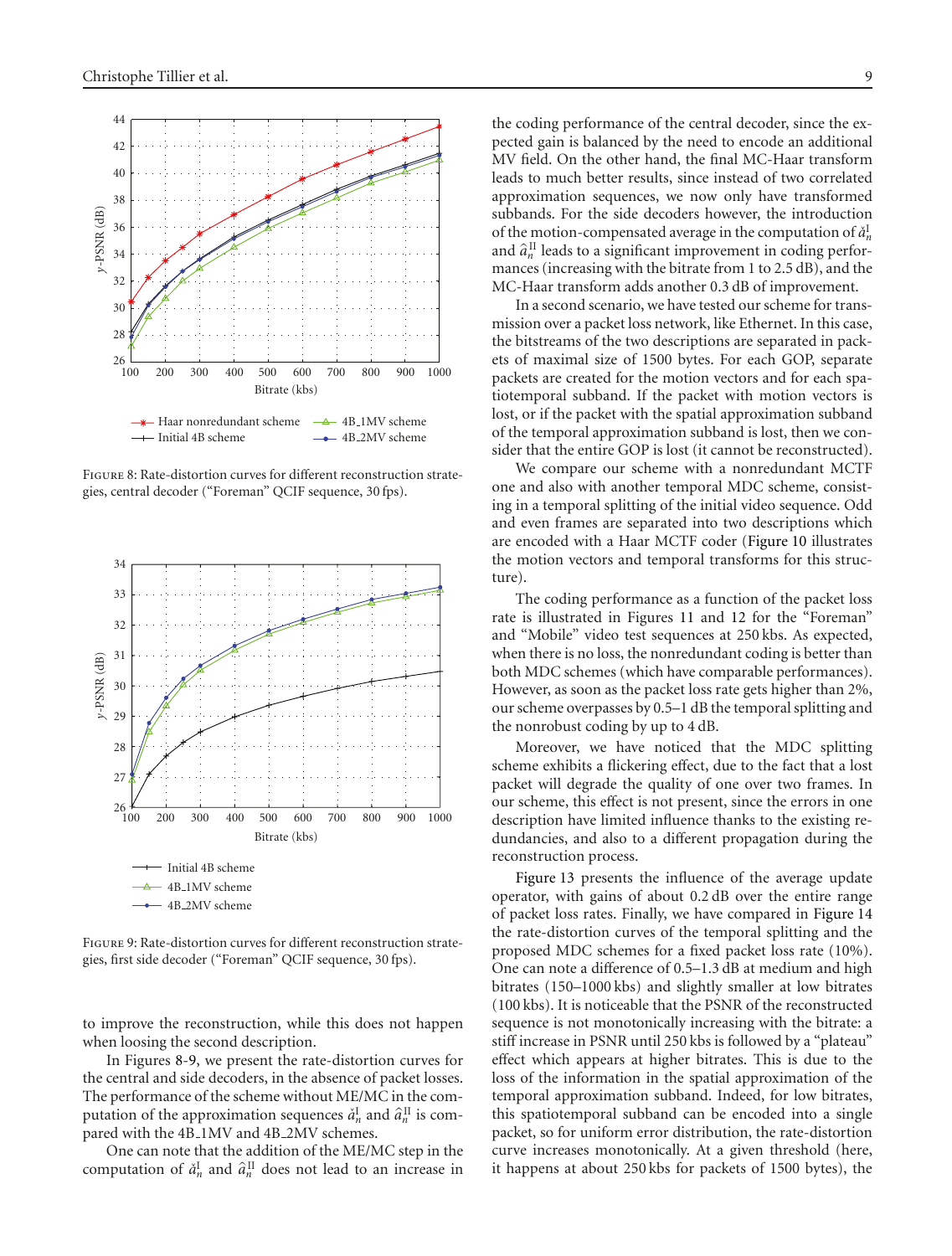FIGURE 8: Rate-distortion curves for different reconstruction strategies, central decoder ("Foreman" QCIF sequence, 30 fps).

FIGURE 9: Rate-distortion curves for different reconstruction strategies, first side decoder ("Foreman" QCIF sequence, 30 fps).

to improve the reconstruction, while this does not happen when loosing the second description.

In Figures 8-9, we present the rate-distortion curves for the central and side decoders, in the absence of packet losses. The performance of the scheme without ME/MC in the computation of the approximation sequences $\check{a}_n^{\mathrm{I}}$ and $\hat{a}_n^{\mathrm{II}}$ is compared with the 4B_1MV and 4B_2MV schemes.

One can note that the addition of the ME/MC step in the computation of $\check{a}_n^{\mathrm{I}}$ and $\hat{a}_n^{\mathrm{II}}$ does not lead to an increase in the coding performance of the central decoder, since the expected gain is balanced by the need to encode an additional MV field. On the other hand, the final MC-Haar transform leads to much better results, since instead of two correlated approximation sequences, we now only have transformed subbands. For the side decoders however, the introduction of the motion-compensated average in the computation of $\check{a}_n^{\mathrm{I}}$ and $\hat{a}_n^{\mathrm{II}}$ leads to a significant improvement in coding performances (increasing with the bitrate from 1 to 2.5 dB), and the MC-Haar transform adds another 0.3 dB of improvement.

In a second scenario, we have tested our scheme for transmission over a packet loss network, like Ethernet. In this case, the bitstreams of the two descriptions are separated in packets of maximal size of 1500 bytes. For each GOP, separate packets are created for the motion vectors and for each spatiotemporal subband. If the packet with motion vectors is lost, or if the packet with the spatial approximation subband of the temporal approximation subband is lost, then we consider that the entire GOP is lost (it cannot be reconstructed).

We compare our scheme with a nonredundant MCTF one and also with another temporal MDC scheme, consisting in a temporal splitting of the initial video sequence. Odd and even frames are separated into two descriptions which are encoded with a Haar MCTF coder (Figure 10 illustrates the motion vectors and temporal transforms for this structure).

The coding performance as a function of the packet loss rate is illustrated in Figures 11 and 12 for the "Foreman" and "Mobile" video test sequences at 250 kbs. As expected, when there is no loss, the nonredundant coding is better than both MDC schemes (which have comparable performances). However, as soon as the packet loss rate gets higher than 2%, our scheme overpasses by 0.5–1 dB the temporal splitting and the nonrobust coding by up to 4 dB.

Moreover, we have noticed that the MDC splitting scheme exhibits a flickering effect, due to the fact that a lost packet will degrade the quality of one over two frames. In our scheme, this effect is not present, since the errors in one description have limited influence thanks to the existing redundancies, and also to a different propagation during the reconstruction process.

Figure 13 presents the influence of the average update operator, with gains of about 0.2 dB over the entire range of packet loss rates. Finally, we have compared in Figure 14 the rate-distortion curves of the temporal splitting and the proposed MDC schemes for a fixed packet loss rate (10%). One can note a difference of 0.5–1.3 dB at medium and high bitrates (150–1000 kbs) and slightly smaller at low bitrates (100 kbs). It is noticeable that the PSNR of the reconstructed sequence is not monotonically increasing with the bitrate: a stiff increase in PSNR until 250 kbs is followed by a "plateau" effect which appears at higher bitrates. This is due to the loss of the information in the spatial approximation of the temporal approximation subband. Indeed, for low bitrates, this spatiotemporal subband can be encoded into a single packet, so for uniform error distribution, the rate-distortion curve increases monotonically. At a given threshold (here, it happens at about 250 kbs for packets of 1500 bytes), the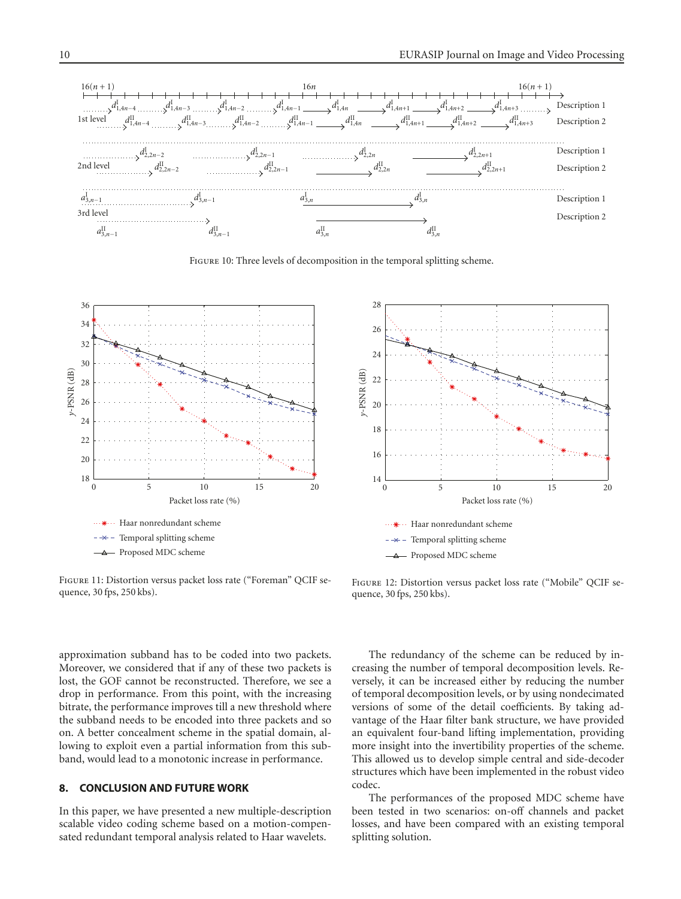Figure 10: Three levels of decomposition in the temporal splitting scheme.

Figure 11: Distortion versus packet loss rate ("Foreman" QCIF sequence, 30 fps, 250 kbs).

Figure 12: Distortion versus packet loss rate ("Mobile" QCIF sequence, 30 fps, 250 kbs).

approximation subband has to be coded into two packets. Moreover, we considered that if any of these two packets is lost, the GOF cannot be reconstructed. Therefore, we see a drop in performance. From this point, with the increasing bitrate, the performance improves till a new threshold where the subband needs to be encoded into three packets and so on. A better concealment scheme in the spatial domain, allowing to exploit even a partial information from this subband, would lead to a monotonic increase in performance.

## 8. CONCLUSION AND FUTURE WORK

In this paper, we have presented a new multiple-description scalable video coding scheme based on a motion-compensated redundant temporal analysis related to Haar wavelets.

The redundancy of the scheme can be reduced by increasing the number of temporal decomposition levels. Reversely, it can be increased either by reducing the number of temporal decomposition levels, or by using nondecimated versions of some of the detail coefficients. By taking advantage of the Haar filter bank structure, we have provided an equivalent four-band lifting implementation, providing more insight into the invertibility properties of the scheme. This allowed us to develop simple central and side-decoder structures which have been implemented in the robust video codec.

The performances of the proposed MDC scheme have been tested in two scenarios: on-off channels and packet losses, and have been compared with an existing temporal splitting solution.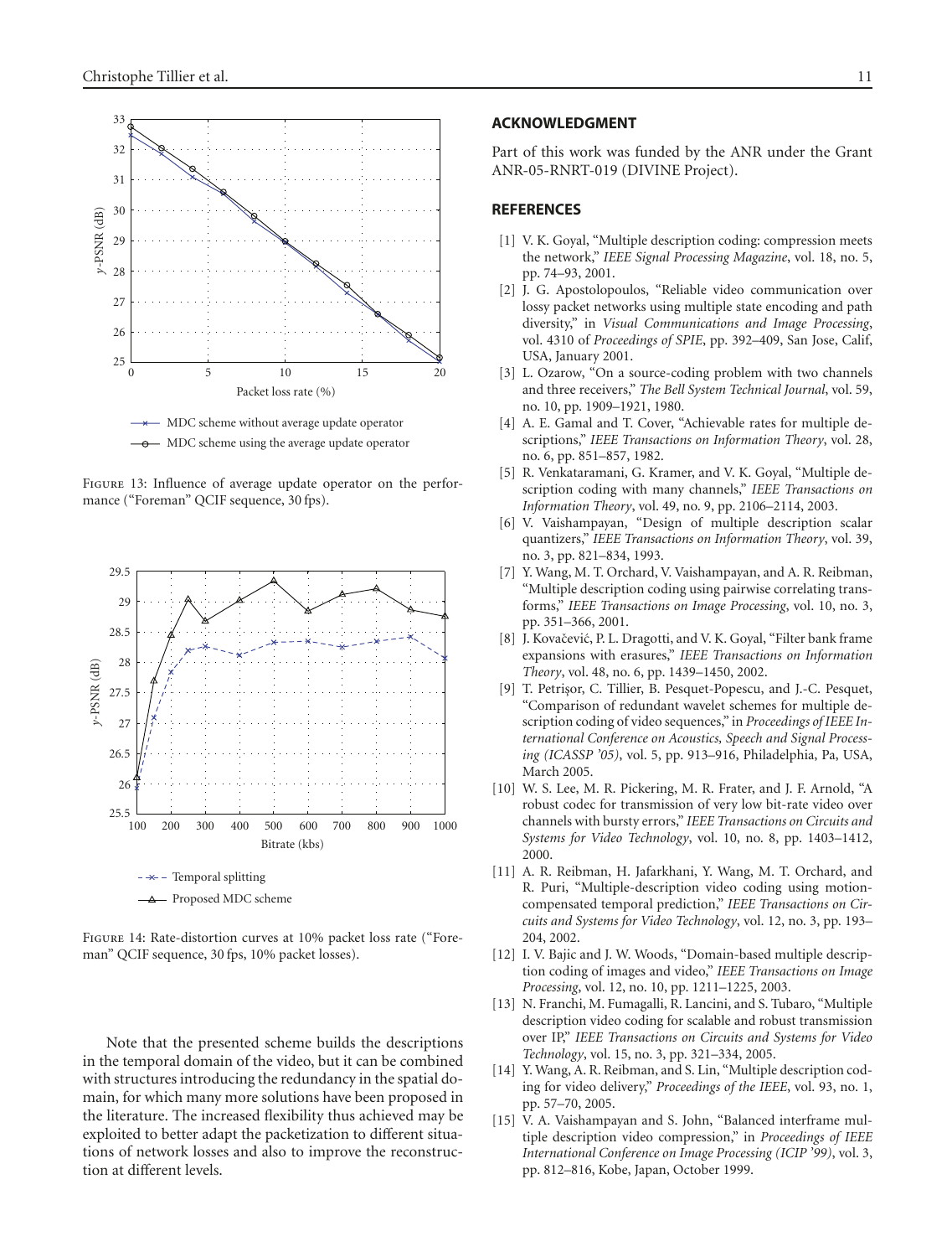Figure 13: Influence of average update operator on the performance ("Foreman" QCIF sequence, 30 fps).

Figure 14: Rate-distortion curves at 10% packet loss rate ("Foreman" QCIF sequence, 30 fps, 10% packet losses).

Note that the presented scheme builds the descriptions in the temporal domain of the video, but it can be combined with structures introducing the redundancy in the spatial domain, for which many more solutions have been proposed in the literature. The increased flexibility thus achieved may be exploited to better adapt the packetization to different situations of network losses and also to improve the reconstruction at different levels.

## ACKNOWLEDGMENT

Part of this work was funded by the ANR under the Grant ANR-05-RNRT-019 (DIVINE Project).

## REFERENCES

[1] V. K. Goyal, "Multiple description coding: compression meets the network," *IEEE Signal Processing Magazine*, vol. 18, no. 5, pp. 74–93, 2001.

[2] J. G. Apostolopoulos, "Reliable video communication over lossy packet networks using multiple state encoding and path diversity," in *Visual Communications and Image Processing*, vol. 4310 of *Proceedings of SPIE*, pp. 392–409, San Jose, Calif, USA, January 2001.

[3] L. Ozarow, "On a source-coding problem with two channels and three receivers," *The Bell System Technical Journal*, vol. 59, no. 10, pp. 1909–1921, 1980.

[4] A. E. Gamal and T. Cover, "Achievable rates for multiple descriptions," *IEEE Transactions on Information Theory*, vol. 28, no. 6, pp. 851–857, 1982.

[5] R. Venkataramani, G. Kramer, and V. K. Goyal, "Multiple description coding with many channels," *IEEE Transactions on Information Theory*, vol. 49, no. 9, pp. 2106–2114, 2003.

[6] V. Vaishampayan, "Design of multiple description scalar quantizers," *IEEE Transactions on Information Theory*, vol. 39, no. 3, pp. 821–834, 1993.

[7] Y. Wang, M. T. Orchard, V. Vaishampayan, and A. R. Reibman, "Multiple description coding using pairwise correlating transforms," *IEEE Transactions on Image Processing*, vol. 10, no. 3, pp. 351–366, 2001.

[8] J. Kovačević, P. L. Dragotti, and V. K. Goyal, "Filter bank frame expansions with erasures," *IEEE Transactions on Information Theory*, vol. 48, no. 6, pp. 1439–1450, 2002.

[9] T. Petrişor, C. Tillier, B. Pesquet-Popescu, and J.-C. Pesquet, "Comparison of redundant wavelet schemes for multiple description coding of video sequences," in *Proceedings of IEEE International Conference on Acoustics, Speech and Signal Processing (ICASSP '05)*, vol. 5, pp. 913–916, Philadelphia, Pa, USA, March 2005.

[10] W. S. Lee, M. R. Pickering, M. R. Frater, and J. F. Arnold, "A robust codec for transmission of very low bit-rate video over channels with bursty errors," *IEEE Transactions on Circuits and Systems for Video Technology*, vol. 10, no. 8, pp. 1403–1412, 2000.

[11] A. R. Reibman, H. Jafarkhani, Y. Wang, M. T. Orchard, and R. Puri, "Multiple-description video coding using motion-compensated temporal prediction," *IEEE Transactions on Circuits and Systems for Video Technology*, vol. 12, no. 3, pp. 193–204, 2002.

[12] I. V. Bajic and J. W. Woods, "Domain-based multiple description coding of images and video," *IEEE Transactions on Image Processing*, vol. 12, no. 10, pp. 1211–1225, 2003.

[13] N. Franchi, M. Fumagalli, R. Lancini, and S. Tubaro, "Multiple description video coding for scalable and robust transmission over IP," *IEEE Transactions on Circuits and Systems for Video Technology*, vol. 15, no. 3, pp. 321–334, 2005.

[14] Y. Wang, A. R. Reibman, and S. Lin, "Multiple description coding for video delivery," *Proceedings of the IEEE*, vol. 93, no. 1, pp. 57–70, 2005.

[15] V. A. Vaishampayan and S. John, "Balanced interframe multiple description video compression," in *Proceedings of IEEE International Conference on Image Processing (ICIP '99)*, vol. 3, pp. 812–816, Kobe, Japan, October 1999.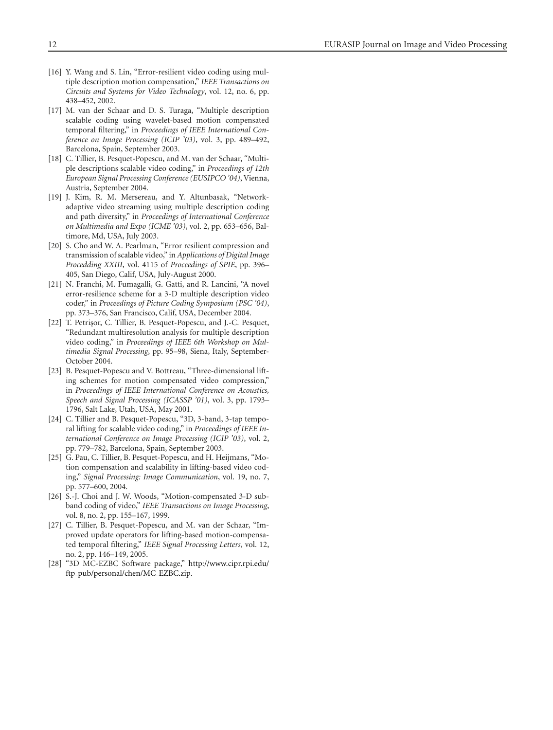[16] Y. Wang and S. Lin, "Error-resilient video coding using multiple description motion compensation," *IEEE Transactions on Circuits and Systems for Video Technology*, vol. 12, no. 6, pp. 438–452, 2002.

[17] M. van der Schaar and D. S. Turaga, "Multiple description scalable coding using wavelet-based motion compensated temporal filtering," in *Proceedings of IEEE International Conference on Image Processing (ICIP '03)*, vol. 3, pp. 489–492, Barcelona, Spain, September 2003.

[18] C. Tillier, B. Pesquet-Popescu, and M. van der Schaar, "Multiple descriptions scalable video coding," in *Proceedings of 12th European Signal Processing Conference (EUSIPCO '04)*, Vienna, Austria, September 2004.

[19] J. Kim, R. M. Mersereau, and Y. Altunbasak, "Network-adaptive video streaming using multiple description coding and path diversity," in *Proceedings of International Conference on Multimedia and Expo (ICME '03)*, vol. 2, pp. 653–656, Baltimore, Md, USA, July 2003.

[20] S. Cho and W. A. Pearlman, "Error resilient compression and transmission of scalable video," in *Applications of Digital Image Procedding XXIII*, vol. 4115 of *Proceedings of SPIE*, pp. 396–405, San Diego, Calif, USA, July-August 2000.

[21] N. Franchi, M. Fumagalli, G. Gatti, and R. Lancini, "A novel error-resilience scheme for a 3-D multiple description video coder," in *Proceedings of Picture Coding Symposium (PSC '04)*, pp. 373–376, San Francisco, Calif, USA, December 2004.

[22] T. Petrişor, C. Tillier, B. Pesquet-Popescu, and J.-C. Pesquet, "Redundant multiresolution analysis for multiple description video coding," in *Proceedings of IEEE 6th Workshop on Multimedia Signal Processing*, pp. 95–98, Siena, Italy, September-October 2004.

[23] B. Pesquet-Popescu and V. Bottreau, "Three-dimensional lifting schemes for motion compensated video compression," in *Proceedings of IEEE International Conference on Acoustics, Speech and Signal Processing (ICASSP '01)*, vol. 3, pp. 1793–1796, Salt Lake, Utah, USA, May 2001.

[24] C. Tillier and B. Pesquet-Popescu, "3D, 3-band, 3-tap temporal lifting for scalable video coding," in *Proceedings of IEEE International Conference on Image Processing (ICIP '03)*, vol. 2, pp. 779–782, Barcelona, Spain, September 2003.

[25] G. Pau, C. Tillier, B. Pesquet-Popescu, and H. Heijmans, "Motion compensation and scalability in lifting-based video coding," *Signal Processing: Image Communication*, vol. 19, no. 7, pp. 577–600, 2004.

[26] S.-J. Choi and J. W. Woods, "Motion-compensated 3-D subband coding of video," *IEEE Transactions on Image Processing*, vol. 8, no. 2, pp. 155–167, 1999.

[27] C. Tillier, B. Pesquet-Popescu, and M. van der Schaar, "Improved update operators for lifting-based motion-compensated temporal filtering," *IEEE Signal Processing Letters*, vol. 12, no. 2, pp. 146–149, 2005.

[28] "3D MC-EZBC Software package," http://www.cipr.rpi.edu/ftp_pub/personal/chen/MC_EZBC.zip.